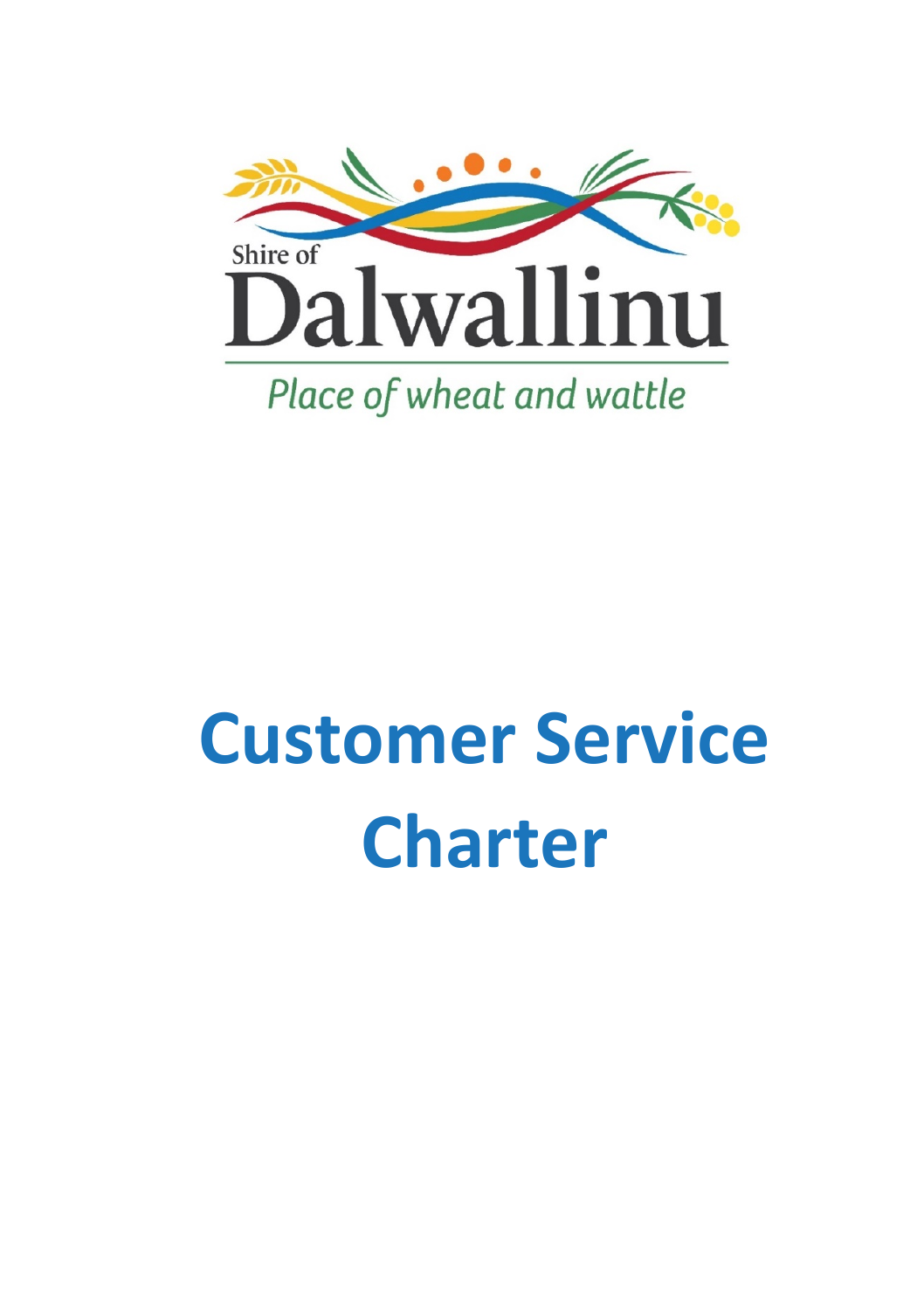Shire of Dalwallinu

*Place of wheat and wattle*

# Customer Service Charter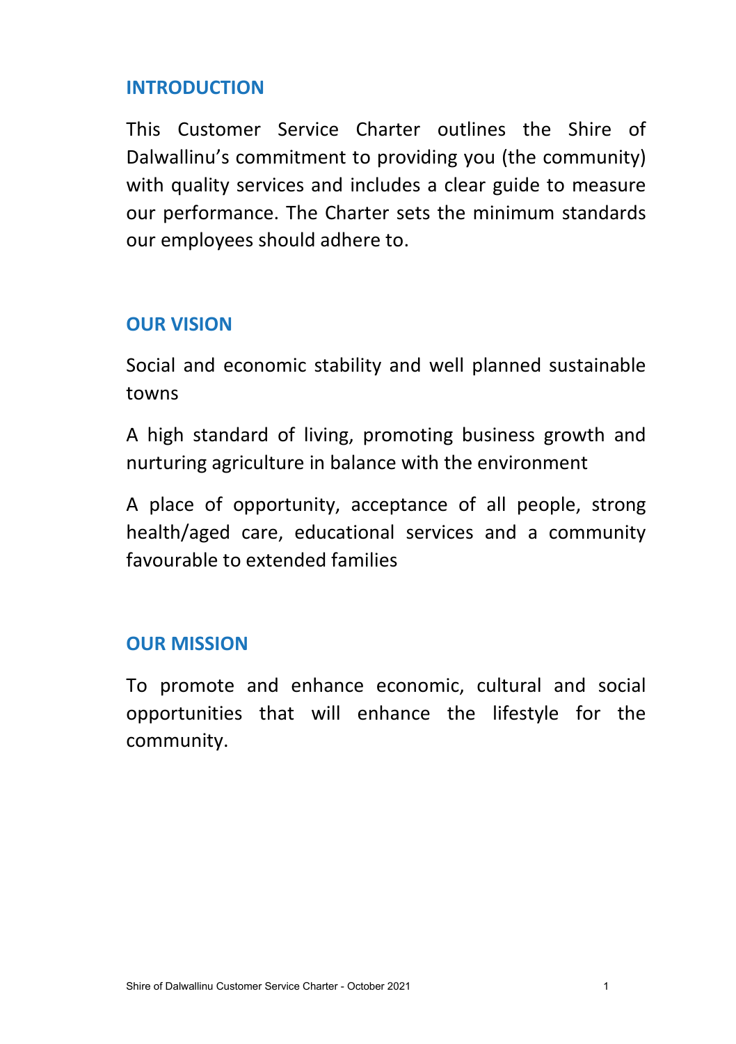## INTRODUCTION

This Customer Service Charter outlines the Shire of Dalwallinu's commitment to providing you (the community) with quality services and includes a clear guide to measure our performance. The Charter sets the minimum standards our employees should adhere to.

## OUR VISION

Social and economic stability and well planned sustainable towns

A high standard of living, promoting business growth and nurturing agriculture in balance with the environment

A place of opportunity, acceptance of all people, strong health/aged care, educational services and a community favourable to extended families

## OUR MISSION

To promote and enhance economic, cultural and social opportunities that will enhance the lifestyle for the community.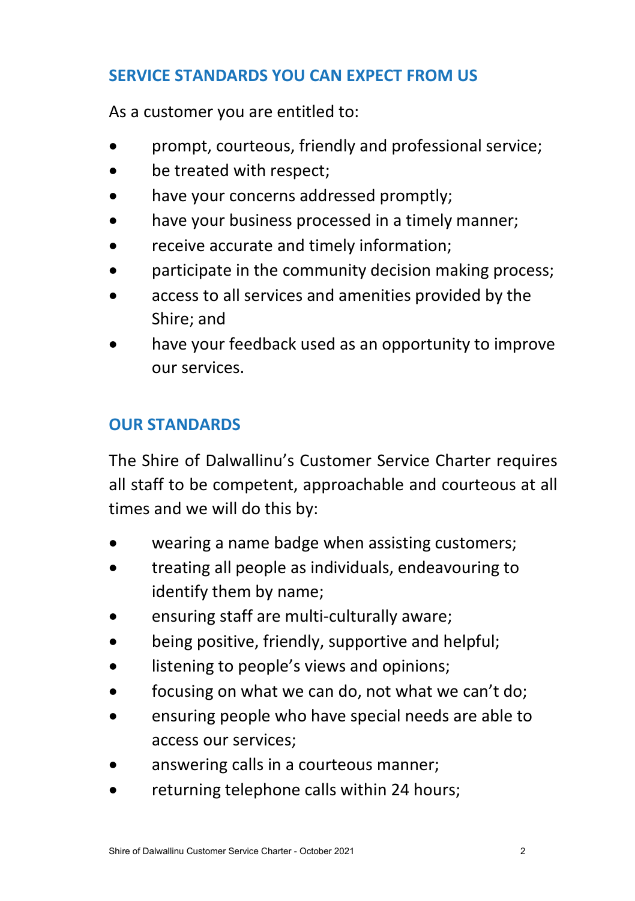## SERVICE STANDARDS YOU CAN EXPECT FROM US

As a customer you are entitled to:

- prompt, courteous, friendly and professional service;
- be treated with respect;
- have your concerns addressed promptly;
- have your business processed in a timely manner;
- receive accurate and timely information;
- participate in the community decision making process;
- access to all services and amenities provided by the Shire; and
- have your feedback used as an opportunity to improve our services.

## OUR STANDARDS

The Shire of Dalwallinu's Customer Service Charter requires all staff to be competent, approachable and courteous at all times and we will do this by:

- wearing a name badge when assisting customers;
- treating all people as individuals, endeavouring to identify them by name;
- ensuring staff are multi-culturally aware;
- being positive, friendly, supportive and helpful;
- listening to people's views and opinions;
- focusing on what we can do, not what we can't do;
- ensuring people who have special needs are able to access our services;
- answering calls in a courteous manner;
- returning telephone calls within 24 hours;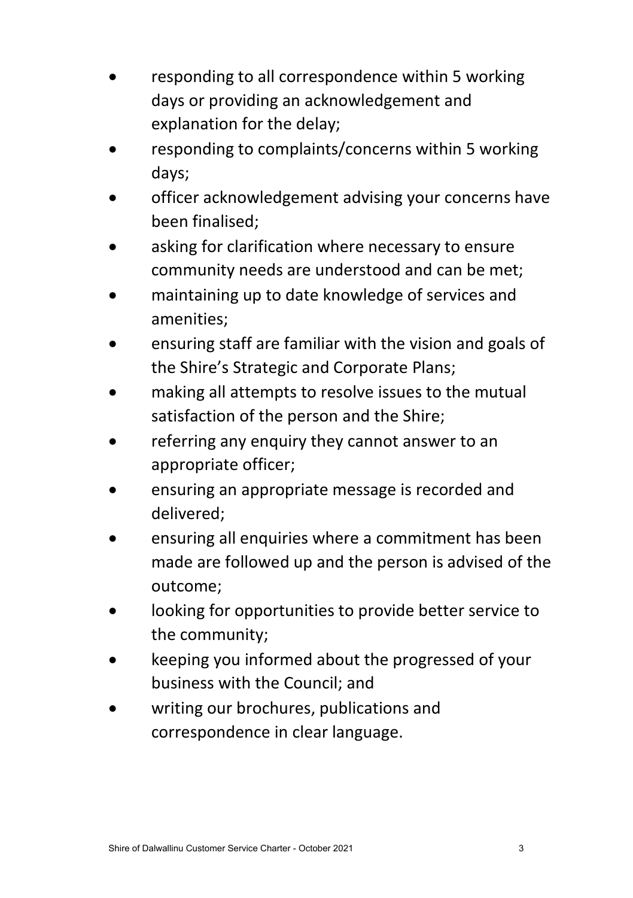- responding to all correspondence within 5 working days or providing an acknowledgement and explanation for the delay;
- responding to complaints/concerns within 5 working days;
- officer acknowledgement advising your concerns have been finalised;
- asking for clarification where necessary to ensure community needs are understood and can be met;
- maintaining up to date knowledge of services and amenities;
- ensuring staff are familiar with the vision and goals of the Shire's Strategic and Corporate Plans;
- making all attempts to resolve issues to the mutual satisfaction of the person and the Shire;
- referring any enquiry they cannot answer to an appropriate officer;
- ensuring an appropriate message is recorded and delivered;
- ensuring all enquiries where a commitment has been made are followed up and the person is advised of the outcome;
- looking for opportunities to provide better service to the community;
- keeping you informed about the progressed of your business with the Council; and
- writing our brochures, publications and correspondence in clear language.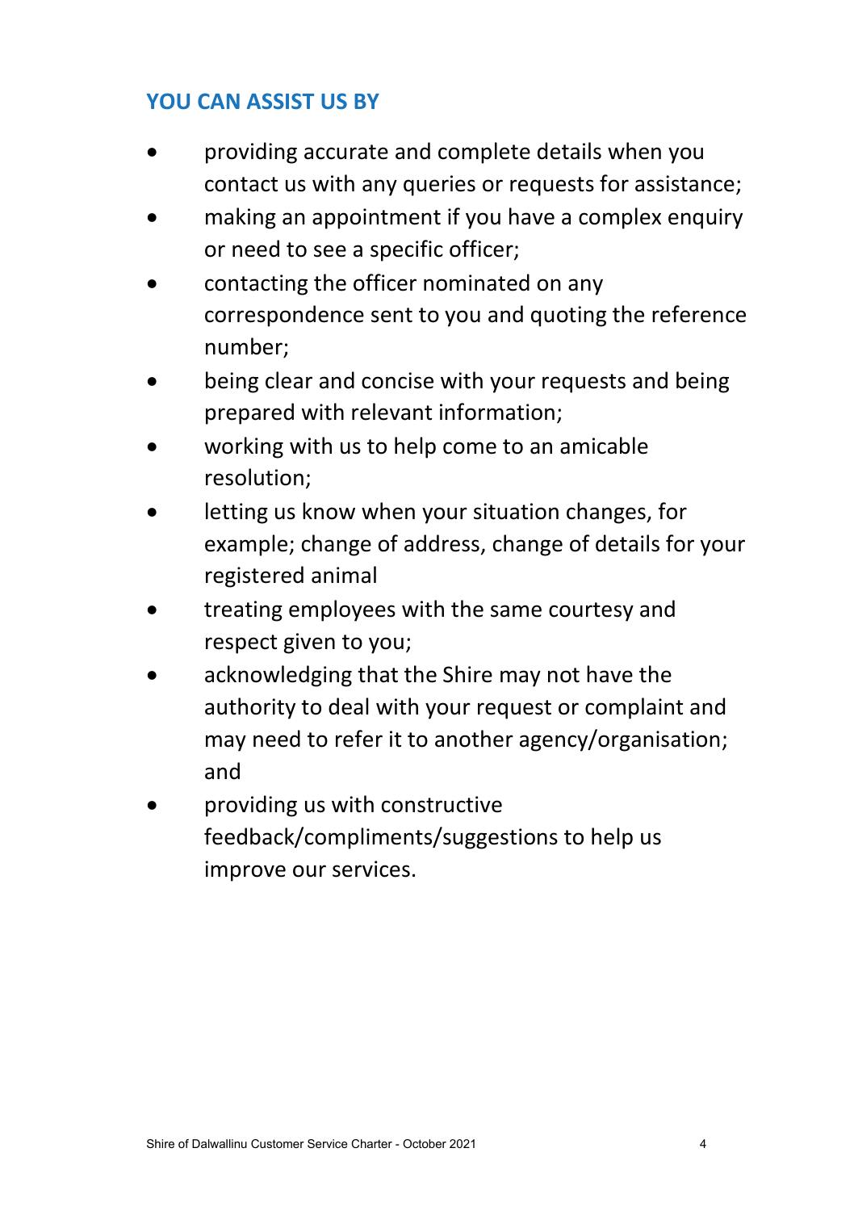## YOU CAN ASSIST US BY

- providing accurate and complete details when you contact us with any queries or requests for assistance;
- making an appointment if you have a complex enquiry or need to see a specific officer;
- contacting the officer nominated on any correspondence sent to you and quoting the reference number;
- being clear and concise with your requests and being prepared with relevant information;
- working with us to help come to an amicable resolution;
- letting us know when your situation changes, for example; change of address, change of details for your registered animal
- treating employees with the same courtesy and respect given to you;
- acknowledging that the Shire may not have the authority to deal with your request or complaint and may need to refer it to another agency/organisation; and
- providing us with constructive feedback/compliments/suggestions to help us improve our services.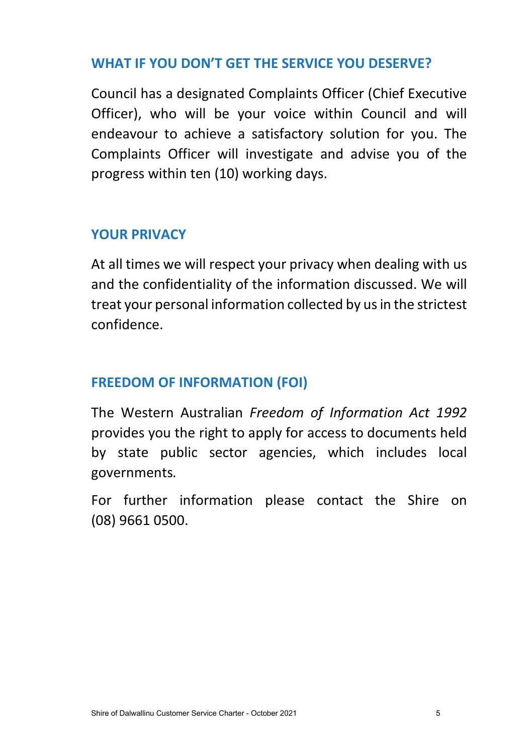## WHAT IF YOU DON'T GET THE SERVICE YOU DESERVE?

Council has a designated Complaints Officer (Chief Executive Officer), who will be your voice within Council and will endeavour to achieve a satisfactory solution for you. The Complaints Officer will investigate and advise you of the progress within ten (10) working days.

## YOUR PRIVACY

At all times we will respect your privacy when dealing with us and the confidentiality of the information discussed. We will treat your personal information collected by us in the strictest confidence.

## FREEDOM OF INFORMATION (FOI)

The Western Australian *Freedom of Information Act 1992* provides you the right to apply for access to documents held by state public sector agencies, which includes local governments.

For further information please contact the Shire on (08) 9661 0500.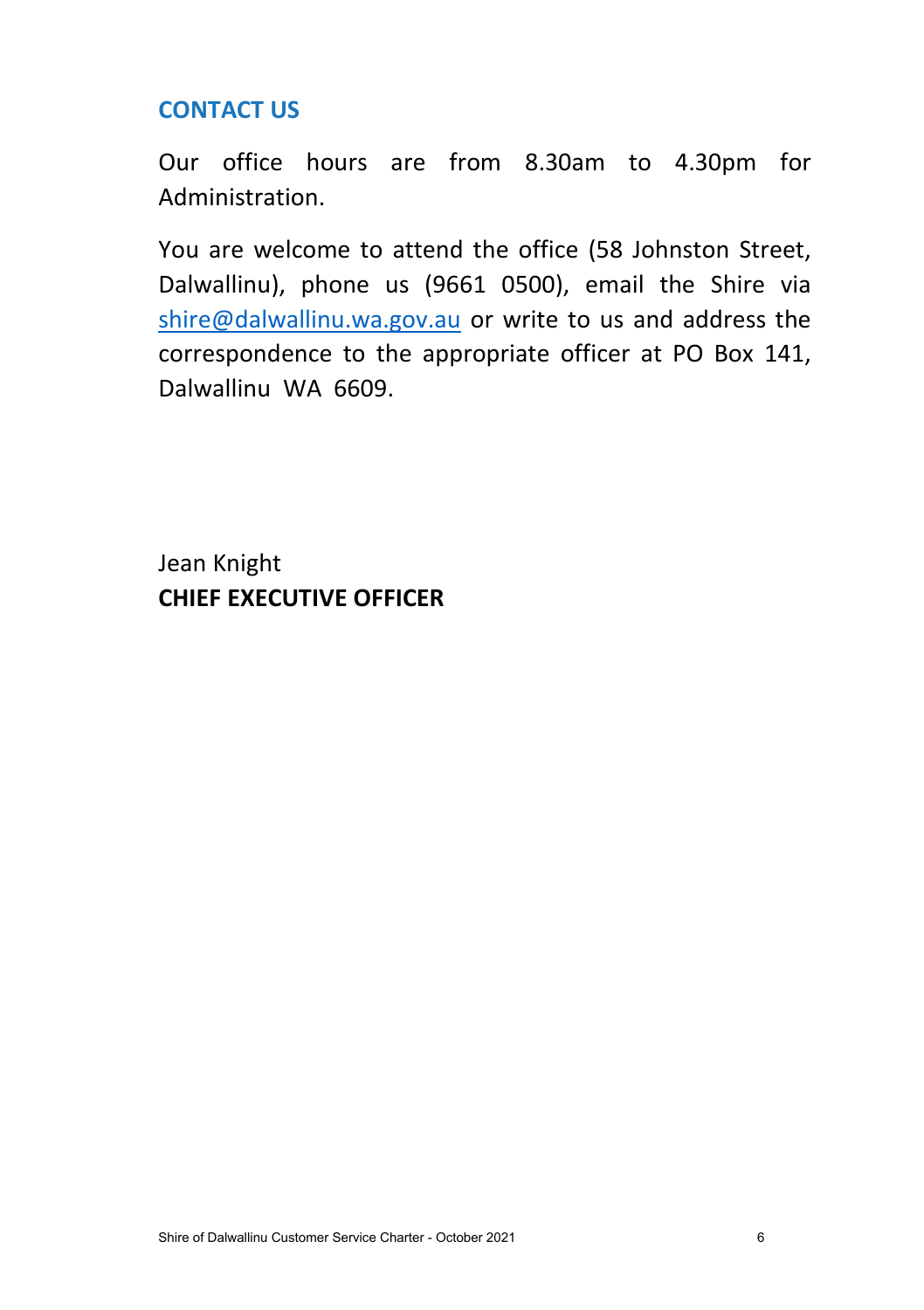## CONTACT US

Our office hours are from 8.30am to 4.30pm for Administration.

You are welcome to attend the office (58 Johnston Street, Dalwallinu), phone us (9661 0500), email the Shire via shire@dalwallinu.wa.gov.au or write to us and address the correspondence to the appropriate officer at PO Box 141, Dalwallinu WA 6609.

Jean Knight
**CHIEF EXECUTIVE OFFICER**